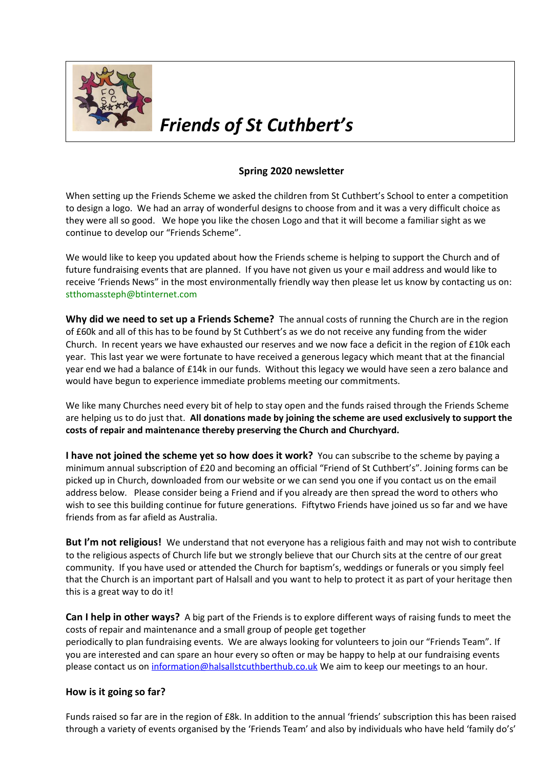# *Friends of St Cuthbert's*

**Spring 2020 newsletter**

When setting up the Friends Scheme we asked the children from St Cuthbert's School to enter a competition to design a logo. We had an array of wonderful designs to choose from and it was a very difficult choice as they were all so good. We hope you like the chosen Logo and that it will become a familiar sight as we continue to develop our "Friends Scheme".

We would like to keep you updated about how the Friends scheme is helping to support the Church and of future fundraising events that are planned. If you have not given us your e mail address and would like to receive 'Friends News" in the most environmentally friendly way then please let us know by contacting us on: stthomassteph@btinternet.com

**Why did we need to set up a Friends Scheme?** The annual costs of running the Church are in the region of £60k and all of this has to be found by St Cuthbert's as we do not receive any funding from the wider Church. In recent years we have exhausted our reserves and we now face a deficit in the region of £10k each year. This last year we were fortunate to have received a generous legacy which meant that at the financial year end we had a balance of £14k in our funds. Without this legacy we would have seen a zero balance and would have begun to experience immediate problems meeting our commitments.

We like many Churches need every bit of help to stay open and the funds raised through the Friends Scheme are helping us to do just that. **All donations made by joining the scheme are used exclusively to support the costs of repair and maintenance thereby preserving the Church and Churchyard.**

**I have not joined the scheme yet so how does it work?** You can subscribe to the scheme by paying a minimum annual subscription of £20 and becoming an official "Friend of St Cuthbert's". Joining forms can be picked up in Church, downloaded from our website or we can send you one if you contact us on the email address below. Please consider being a Friend and if you already are then spread the word to others who wish to see this building continue for future generations. Fiftytwo Friends have joined us so far and we have friends from as far afield as Australia.

**But I'm not religious!** We understand that not everyone has a religious faith and may not wish to contribute to the religious aspects of Church life but we strongly believe that our Church sits at the centre of our great community. If you have used or attended the Church for baptism's, weddings or funerals or you simply feel that the Church is an important part of Halsall and you want to help to protect it as part of your heritage then this is a great way to do it!

**Can I help in other ways?** A big part of the Friends is to explore different ways of raising funds to meet the costs of repair and maintenance and a small group of people get together periodically to plan fundraising events. We are always looking for volunteers to join our "Friends Team". If you are interested and can spare an hour every so often or may be happy to help at our fundraising events please contact us on information@halsallstcuthberthub.co.uk We aim to keep our meetings to an hour.

**How is it going so far?**

Funds raised so far are in the region of £8k. In addition to the annual 'friends' subscription this has been raised through a variety of events organised by the 'Friends Team' and also by individuals who have held 'family do's'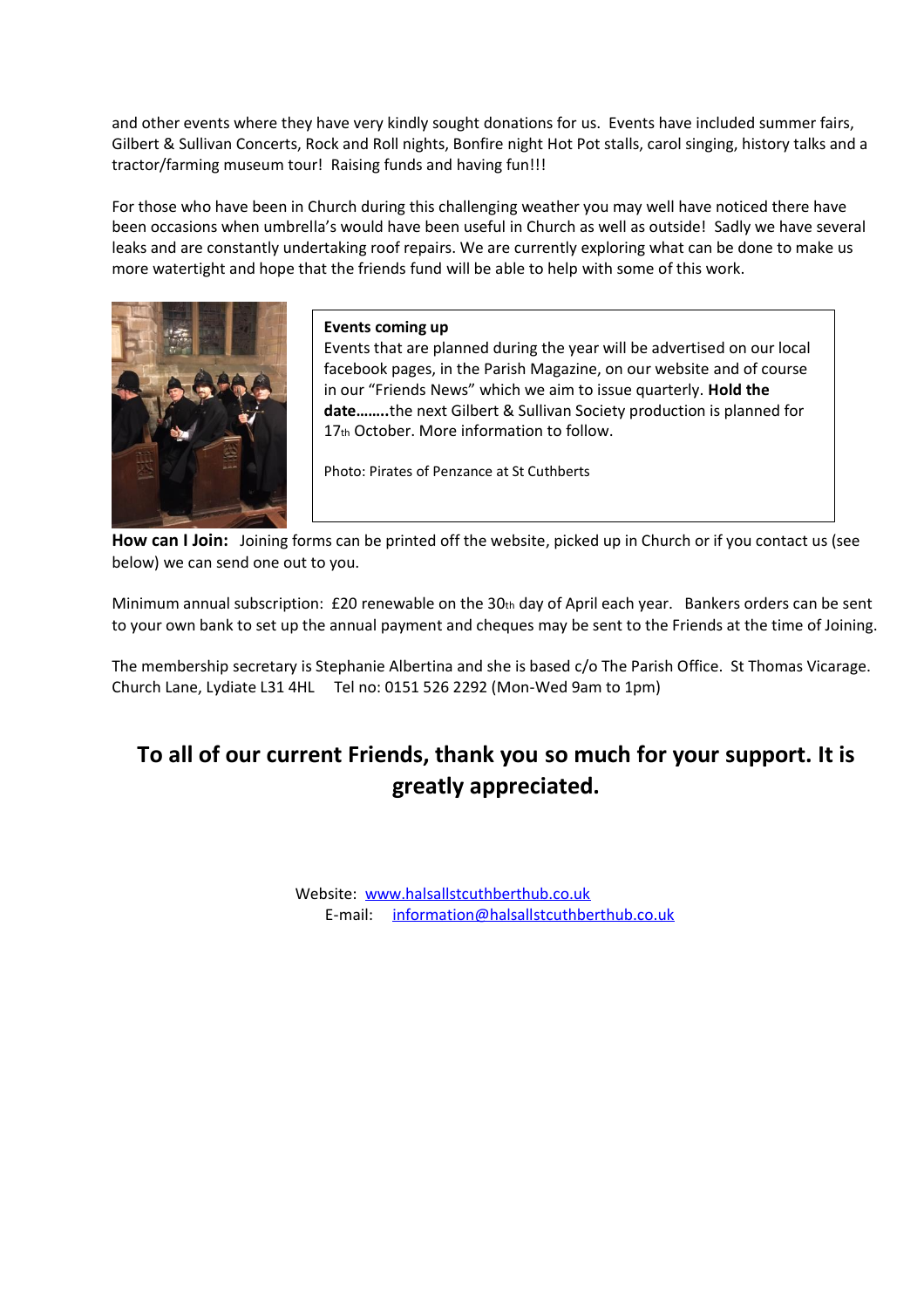and other events where they have very kindly sought donations for us. Events have included summer fairs, Gilbert & Sullivan Concerts, Rock and Roll nights, Bonfire night Hot Pot stalls, carol singing, history talks and a tractor/farming museum tour! Raising funds and having fun!!!

For those who have been in Church during this challenging weather you may well have noticed there have been occasions when umbrella's would have been useful in Church as well as outside! Sadly we have several leaks and are constantly undertaking roof repairs. We are currently exploring what can be done to make us more watertight and hope that the friends fund will be able to help with some of this work.

**Events coming up**

Events that are planned during the year will be advertised on our local facebook pages, in the Parish Magazine, on our website and of course in our "Friends News" which we aim to issue quarterly. **Hold the date……..**the next Gilbert & Sullivan Society production is planned for 17th October. More information to follow.

Photo: Pirates of Penzance at St Cuthberts

**How can I Join:** Joining forms can be printed off the website, picked up in Church or if you contact us (see below) we can send one out to you.

Minimum annual subscription: £20 renewable on the 30th day of April each year. Bankers orders can be sent to your own bank to set up the annual payment and cheques may be sent to the Friends at the time of Joining.

The membership secretary is Stephanie Albertina and she is based c/o The Parish Office. St Thomas Vicarage. Church Lane, Lydiate L31 4HL Tel no: 0151 526 2292 (Mon-Wed 9am to 1pm)

## To all of our current Friends, thank you so much for your support. It is greatly appreciated.

Website: www.halsallstcuthberthub.co.uk
E-mail: information@halsallstcuthberthub.co.uk